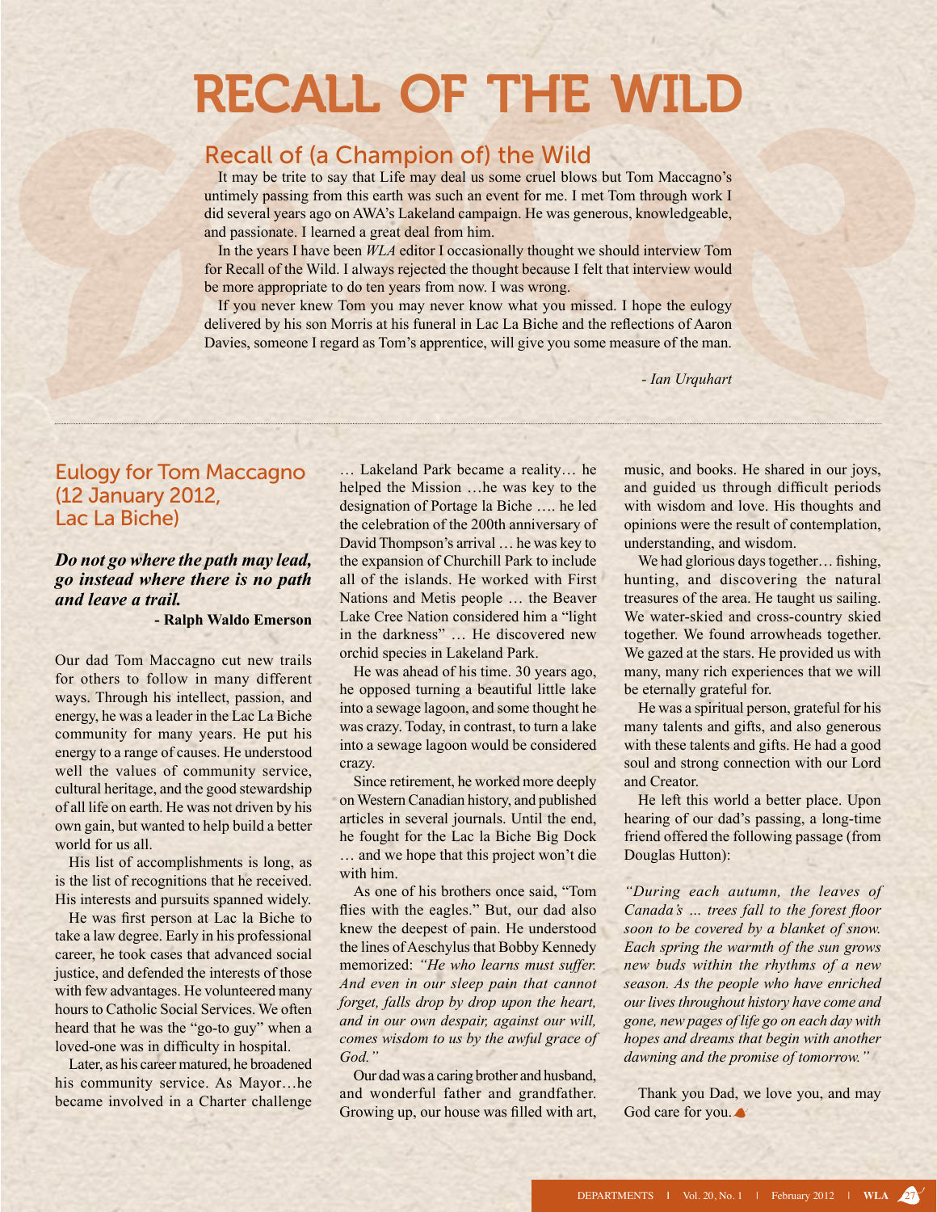# RECALL OF THE WILD

## Recall of (a Champion of) the Wild

It may be trite to say that Life may deal us some cruel blows but Tom Maccagno's untimely passing from this earth was such an event for me. I met Tom through work I did several years ago on AWA's Lakeland campaign. He was generous, knowledgeable, and passionate. I learned a great deal from him.

In the years I have been *WLA* editor I occasionally thought we should interview Tom for Recall of the Wild. I always rejected the thought because I felt that interview would be more appropriate to do ten years from now. I was wrong.

If you never knew Tom you may never know what you missed. I hope the eulogy delivered by his son Morris at his funeral in Lac La Biche and the reflections of Aaron Davies, someone I regard as Tom's apprentice, will give you some measure of the man.

*- Ian Urquhart*

## Eulogy for Tom Maccagno (12 January 2012, Lac La Biche)

***Do not go where the path may lead, go instead where there is no path and leave a trail.***

**- Ralph Waldo Emerson**

Our dad Tom Maccagno cut new trails for others to follow in many different ways. Through his intellect, passion, and energy, he was a leader in the Lac La Biche community for many years. He put his energy to a range of causes. He understood well the values of community service, cultural heritage, and the good stewardship of all life on earth. He was not driven by his own gain, but wanted to help build a better world for us all.

His list of accomplishments is long, as is the list of recognitions that he received. His interests and pursuits spanned widely.

He was first person at Lac la Biche to take a law degree. Early in his professional career, he took cases that advanced social justice, and defended the interests of those with few advantages. He volunteered many hours to Catholic Social Services. We often heard that he was the "go-to guy" when a loved-one was in difficulty in hospital.

Later, as his career matured, he broadened his community service. As Mayor…he became involved in a Charter challenge … Lakeland Park became a reality… he helped the Mission …he was key to the designation of Portage la Biche …. he led the celebration of the 200th anniversary of David Thompson's arrival … he was key to the expansion of Churchill Park to include all of the islands. He worked with First Nations and Metis people … the Beaver Lake Cree Nation considered him a "light in the darkness" … He discovered new orchid species in Lakeland Park.

He was ahead of his time. 30 years ago, he opposed turning a beautiful little lake into a sewage lagoon, and some thought he was crazy. Today, in contrast, to turn a lake into a sewage lagoon would be considered crazy.

Since retirement, he worked more deeply on Western Canadian history, and published articles in several journals. Until the end, he fought for the Lac la Biche Big Dock … and we hope that this project won't die with him.

As one of his brothers once said, "Tom flies with the eagles." But, our dad also knew the deepest of pain. He understood the lines of Aeschylus that Bobby Kennedy memorized: *"He who learns must suffer. And even in our sleep pain that cannot forget, falls drop by drop upon the heart, and in our own despair, against our will, comes wisdom to us by the awful grace of God."*

Our dad was a caring brother and husband, and wonderful father and grandfather. Growing up, our house was filled with art, music, and books. He shared in our joys, and guided us through difficult periods with wisdom and love. His thoughts and opinions were the result of contemplation, understanding, and wisdom.

We had glorious days together… fishing, hunting, and discovering the natural treasures of the area. He taught us sailing. We water-skied and cross-country skied together. We found arrowheads together. We gazed at the stars. He provided us with many, many rich experiences that we will be eternally grateful for.

He was a spiritual person, grateful for his many talents and gifts, and also generous with these talents and gifts. He had a good soul and strong connection with our Lord and Creator.

He left this world a better place. Upon hearing of our dad's passing, a long-time friend offered the following passage (from Douglas Hutton):

*"During each autumn, the leaves of Canada's ... trees fall to the forest floor soon to be covered by a blanket of snow. Each spring the warmth of the sun grows new buds within the rhythms of a new season. As the people who have enriched our lives throughout history have come and gone, new pages of life go on each day with hopes and dreams that begin with another dawning and the promise of tomorrow."*

Thank you Dad, we love you, and may God care for you.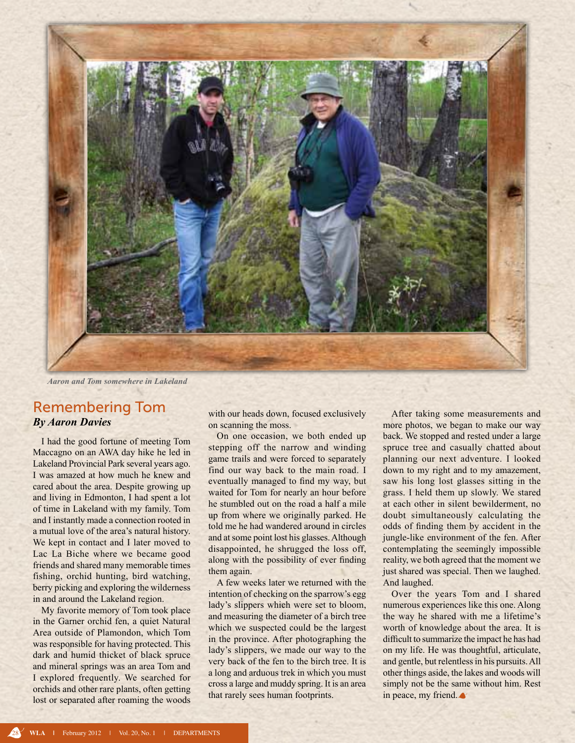*Aaron and Tom somewhere in Lakeland*

## Remembering Tom

***By Aaron Davies***

I had the good fortune of meeting Tom Maccagno on an AWA day hike he led in Lakeland Provincial Park several years ago. I was amazed at how much he knew and cared about the area. Despite growing up and living in Edmonton, I had spent a lot of time in Lakeland with my family. Tom and I instantly made a connection rooted in a mutual love of the area's natural history. We kept in contact and I later moved to Lac La Biche where we became good friends and shared many memorable times fishing, orchid hunting, bird watching, berry picking and exploring the wilderness in and around the Lakeland region.

My favorite memory of Tom took place in the Garner orchid fen, a quiet Natural Area outside of Plamondon, which Tom was responsible for having protected. This dark and humid thicket of black spruce and mineral springs was an area Tom and I explored frequently. We searched for orchids and other rare plants, often getting lost or separated after roaming the woods with our heads down, focused exclusively on scanning the moss.

On one occasion, we both ended up stepping off the narrow and winding game trails and were forced to separately find our way back to the main road. I eventually managed to find my way, but waited for Tom for nearly an hour before he stumbled out on the road a half a mile up from where we originally parked. He told me he had wandered around in circles and at some point lost his glasses. Although disappointed, he shrugged the loss off, along with the possibility of ever finding them again.

A few weeks later we returned with the intention of checking on the sparrow's egg lady's slippers which were set to bloom, and measuring the diameter of a birch tree which we suspected could be the largest in the province. After photographing the lady's slippers, we made our way to the very back of the fen to the birch tree. It is a long and arduous trek in which you must cross a large and muddy spring. It is an area that rarely sees human footprints.

After taking some measurements and more photos, we began to make our way back. We stopped and rested under a large spruce tree and casually chatted about planning our next adventure. I looked down to my right and to my amazement, saw his long lost glasses sitting in the grass. I held them up slowly. We stared at each other in silent bewilderment, no doubt simultaneously calculating the odds of finding them by accident in the jungle-like environment of the fen. After contemplating the seemingly impossible reality, we both agreed that the moment we just shared was special. Then we laughed. And laughed.

Over the years Tom and I shared numerous experiences like this one. Along the way he shared with me a lifetime's worth of knowledge about the area. It is difficult to summarize the impact he has had on my life. He was thoughtful, articulate, and gentle, but relentless in his pursuits. All other things aside, the lakes and woods will simply not be the same without him. Rest in peace, my friend.